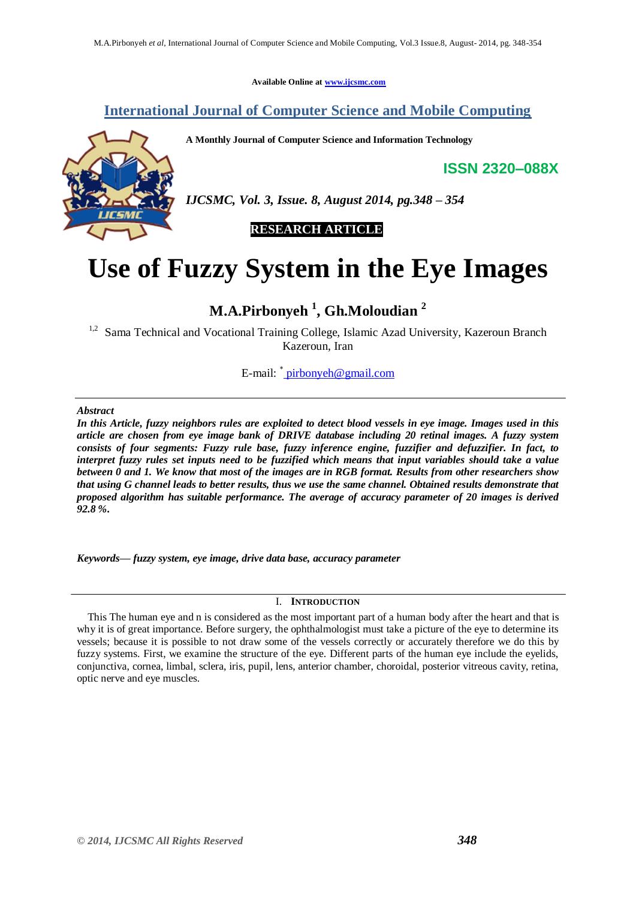Available Online at [www.ijcsmc.com](http://www.ijcsmc.com)

**[International Journal of Computer Science and Mobile Computing](http://www.ijcsmc.com)**

**A Monthly Journal of Computer Science and Information Technology**

**ISSN 2320–088X**

*IJCSMC, Vol. 3, Issue. 8, August 2014, pg.348 – 354*

**RESEARCH ARTICLE**

# Use of Fuzzy System in the Eye Images

## M.A.Pirbonyeh [1], Gh.Moloudian [2]

[1,2] Sama Technical and Vocational Training College, Islamic Azad University, Kazeroun Branch Kazeroun, Iran

E-mail: [*] [pirbonyeh@gmail.com](mailto:pirbonyeh@gmail.com)

***Abstract***

***In this Article, fuzzy neighbors rules are exploited to detect blood vessels in eye image. Images used in this article are chosen from eye image bank of DRIVE database including 20 retinal images. A fuzzy system consists of four segments: Fuzzy rule base, fuzzy inference engine, fuzzifier and defuzzifier. In fact, to interpret fuzzy rules set inputs need to be fuzzified which means that input variables should take a value between 0 and 1. We know that most of the images are in RGB format. Results from other researchers show that using G channel leads to better results, thus we use the same channel. Obtained results demonstrate that proposed algorithm has suitable performance. The average of accuracy parameter of 20 images is derived 92.8 %.***

***Keywords— fuzzy system, eye image, drive data base, accuracy parameter***

## I. INTRODUCTION

This The human eye and n is considered as the most important part of a human body after the heart and that is why it is of great importance. Before surgery, the ophthalmologist must take a picture of the eye to determine its vessels; because it is possible to not draw some of the vessels correctly or accurately therefore we do this by fuzzy systems. First, we examine the structure of the eye. Different parts of the human eye include the eyelids, conjunctiva, cornea, limbal, sclera, iris, pupil, lens, anterior chamber, choroidal, posterior vitreous cavity, retina, optic nerve and eye muscles.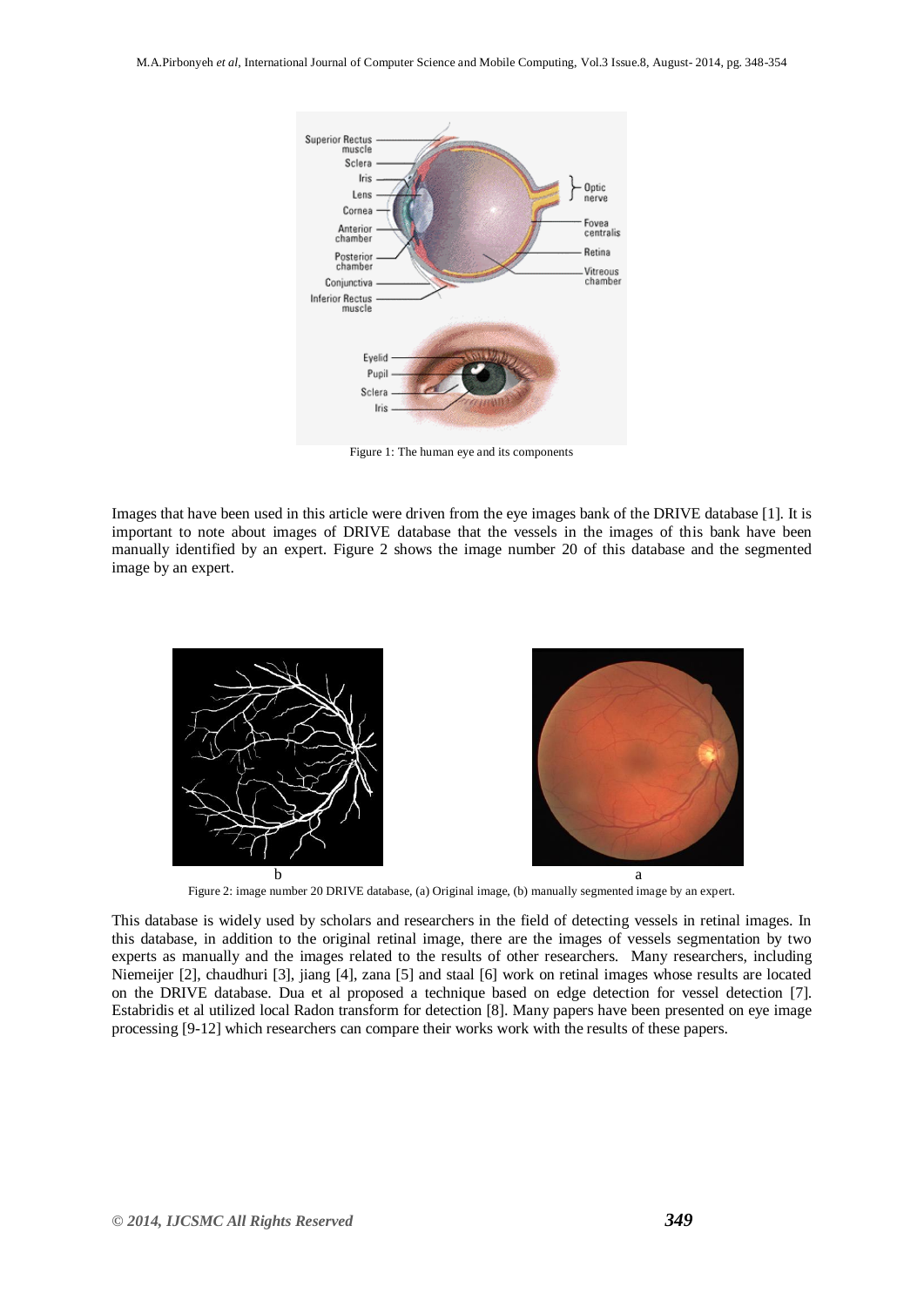Figure 1: The human eye and its components

Images that have been used in this article were driven from the eye images bank of the DRIVE database [1]. It is important to note about images of DRIVE database that the vessels in the images of this bank have been manually identified by an expert. Figure 2 shows the image number 20 of this database and the segmented image by an expert.

b a

Figure 2: image number 20 DRIVE database, (a) Original image, (b) manually segmented image by an expert.

This database is widely used by scholars and researchers in the field of detecting vessels in retinal images. In this database, in addition to the original retinal image, there are the images of vessels segmentation by two experts as manually and the images related to the results of other researchers. Many researchers, including Niemeijer [2], chaudhuri [3], jiang [4], zana [5] and staal [6] work on retinal images whose results are located on the DRIVE database. Dua et al proposed a technique based on edge detection for vessel detection [7]. Estabridis et al utilized local Radon transform for detection [8]. Many papers have been presented on eye image processing [9-12] which researchers can compare their works work with the results of these papers.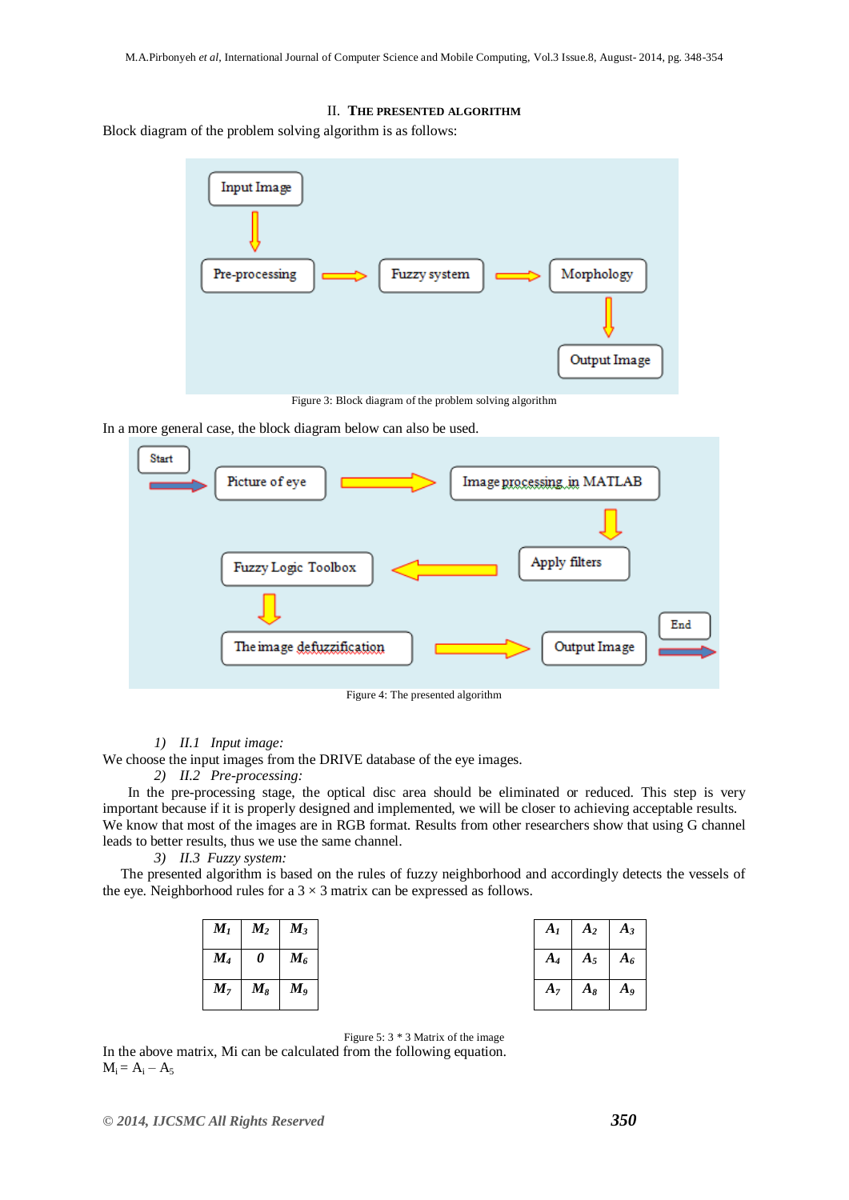## II. The Presented Algorithm

Block diagram of the problem solving algorithm is as follows:

Figure 3: Block diagram of the problem solving algorithm

In a more general case, the block diagram below can also be used.

Figure 4: The presented algorithm

*1) II.1 Input image:*

We choose the input images from the DRIVE database of the eye images.

*2) II.2 Pre-processing:*

In the pre-processing stage, the optical disc area should be eliminated or reduced. This step is very important because if it is properly designed and implemented, we will be closer to achieving acceptable results. We know that most of the images are in RGB format. Results from other researchers show that using G channel leads to better results, thus we use the same channel.

*3) II.3 Fuzzy system:*

The presented algorithm is based on the rules of fuzzy neighborhood and accordingly detects the vessels of the eye. Neighborhood rules for a 3 × 3 matrix can be expressed as follows.

| $M_1$ | $M_2$ | $M_3$ |
|---|---|---|
| $M_4$ | 0 | $M_6$ |
| $M_7$ | $M_8$ | $M_9$ |

| $A_1$ | $A_2$ | $A_3$ |
|---|---|---|
| $A_4$ | $A_5$ | $A_6$ |
| $A_7$ | $A_8$ | $A_9$ |

Figure 5: 3 * 3 Matrix of the image

In the above matrix, Mi can be calculated from the following equation.

$M_i = A_i - A_5$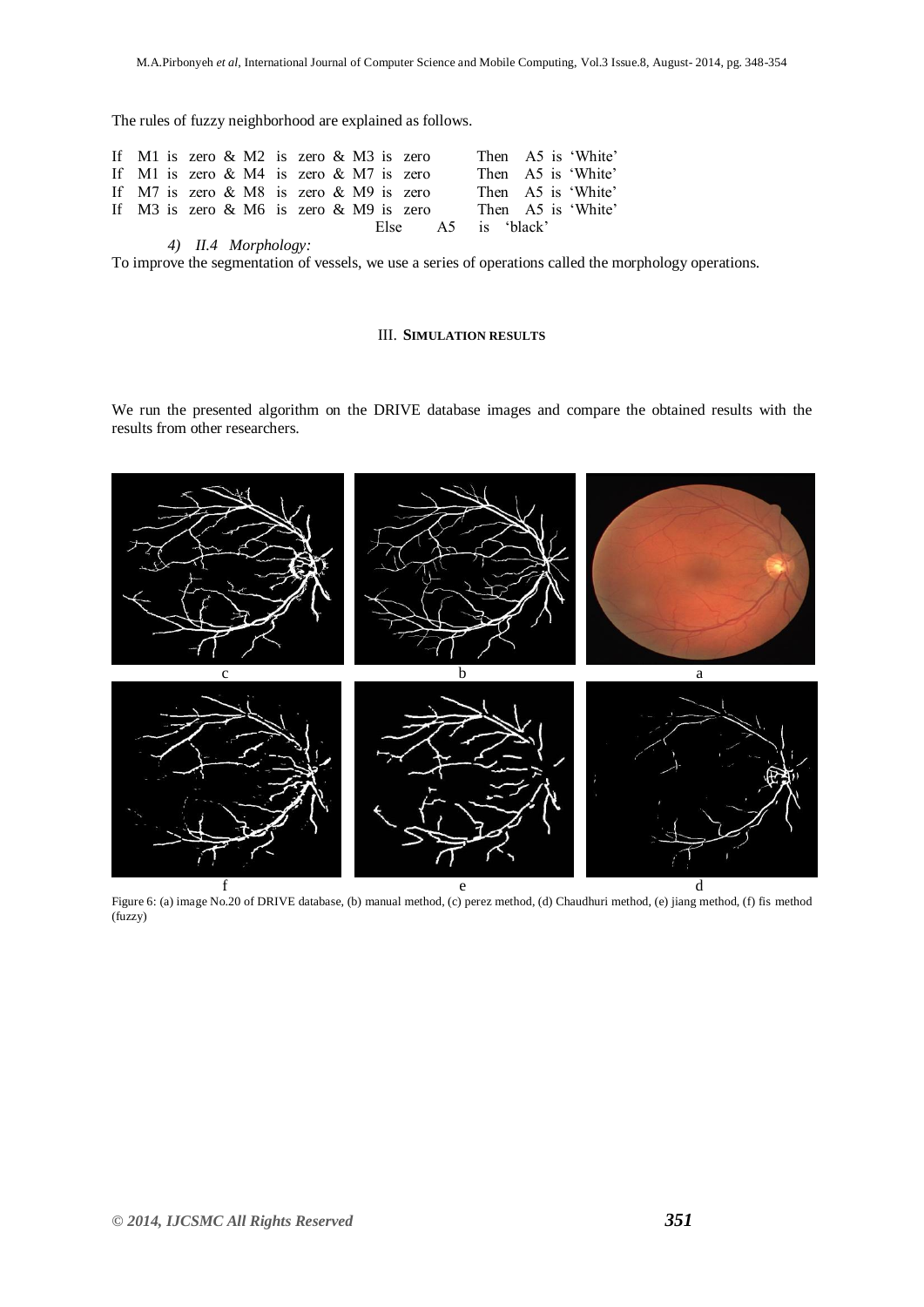The rules of fuzzy neighborhood are explained as follows.

If M1 is zero & M2 is zero & M3 is zero Then A5 is 'White'
If M1 is zero & M4 is zero & M7 is zero Then A5 is 'White'
If M7 is zero & M8 is zero & M9 is zero Then A5 is 'White'
If M3 is zero & M6 is zero & M9 is zero Then A5 is 'White'
Else A5 is 'black'

*4) II.4 Morphology:*

To improve the segmentation of vessels, we use a series of operations called the morphology operations.

## III. SIMULATION RESULTS

We run the presented algorithm on the DRIVE database images and compare the obtained results with the results from other researchers.

c b a

f e d

Figure 6: (a) image No.20 of DRIVE database, (b) manual method, (c) perez method, (d) Chaudhuri method, (e) jiang method, (f) fis method (fuzzy)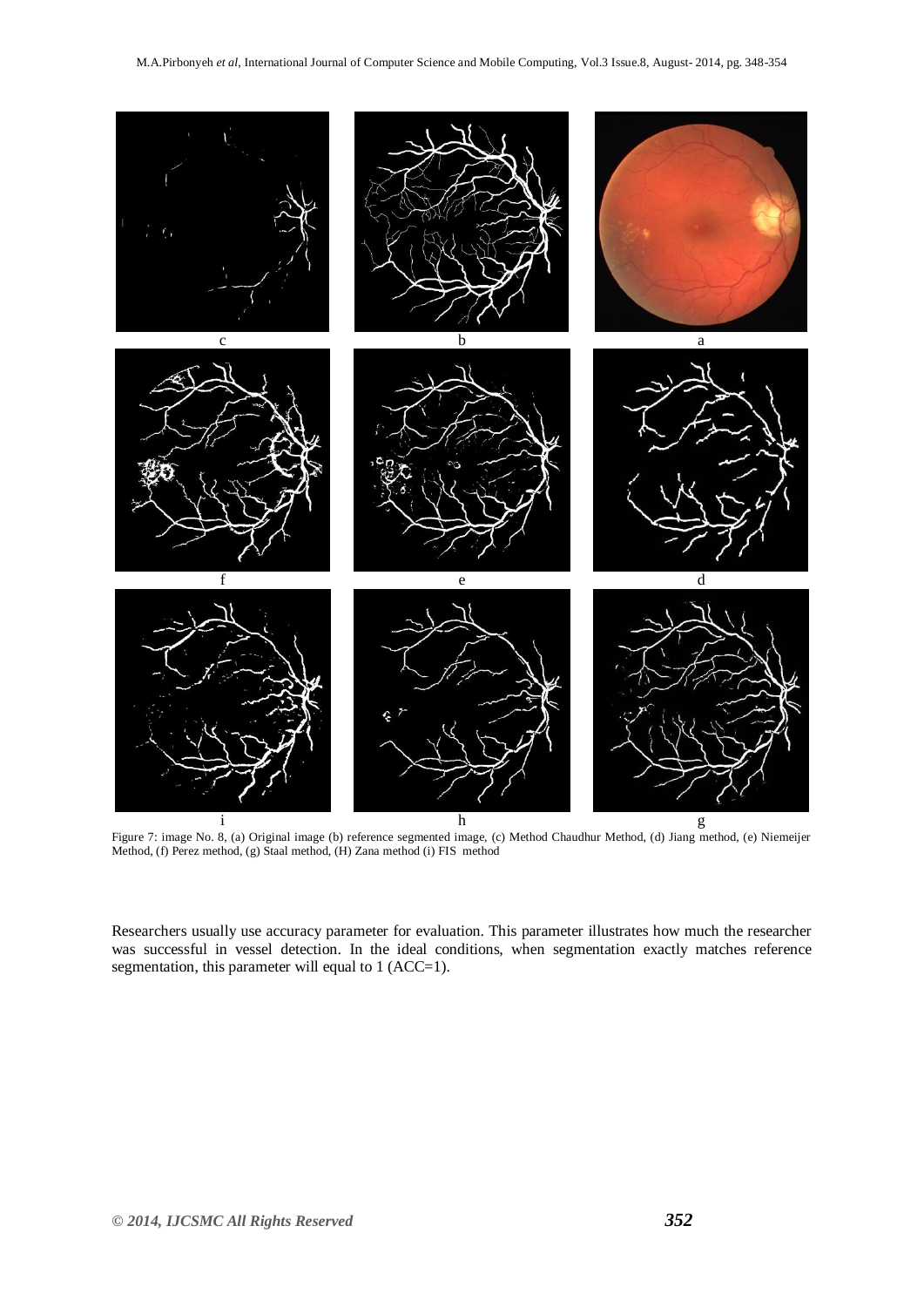c b a

f e d

i h g

Figure 7: image No. 8, (a) Original image (b) reference segmented image, (c) Method Chaudhur Method, (d) Jiang method, (e) Niemeijer Method, (f) Perez method, (g) Staal method, (H) Zana method (i) FIS method

Researchers usually use accuracy parameter for evaluation. This parameter illustrates how much the researcher was successful in vessel detection. In the ideal conditions, when segmentation exactly matches reference segmentation, this parameter will equal to 1 (ACC=1).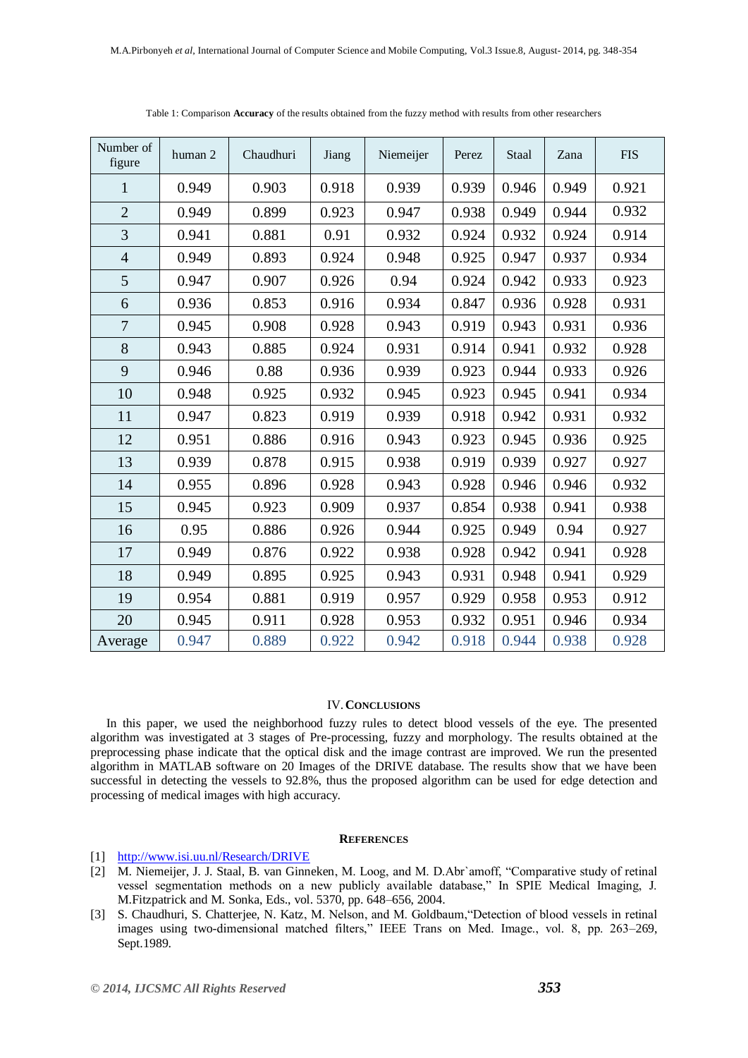Table 1: Comparison **Accuracy** of the results obtained from the fuzzy method with results from other researchers

| Number of figure | human 2 | Chaudhuri | Jiang | Niemeijer | Perez | Staal | Zana | FIS |
|---|---|---|---|---|---|---|---|---|
| 1 | 0.949 | 0.903 | 0.918 | 0.939 | 0.939 | 0.946 | 0.949 | 0.921 |
| 2 | 0.949 | 0.899 | 0.923 | 0.947 | 0.938 | 0.949 | 0.944 | 0.932 |
| 3 | 0.941 | 0.881 | 0.91 | 0.932 | 0.924 | 0.932 | 0.924 | 0.914 |
| 4 | 0.949 | 0.893 | 0.924 | 0.948 | 0.925 | 0.947 | 0.937 | 0.934 |
| 5 | 0.947 | 0.907 | 0.926 | 0.94 | 0.924 | 0.942 | 0.933 | 0.923 |
| 6 | 0.936 | 0.853 | 0.916 | 0.934 | 0.847 | 0.936 | 0.928 | 0.931 |
| 7 | 0.945 | 0.908 | 0.928 | 0.943 | 0.919 | 0.943 | 0.931 | 0.936 |
| 8 | 0.943 | 0.885 | 0.924 | 0.931 | 0.914 | 0.941 | 0.932 | 0.928 |
| 9 | 0.946 | 0.88 | 0.936 | 0.939 | 0.923 | 0.944 | 0.933 | 0.926 |
| 10 | 0.948 | 0.925 | 0.932 | 0.945 | 0.923 | 0.945 | 0.941 | 0.934 |
| 11 | 0.947 | 0.823 | 0.919 | 0.939 | 0.918 | 0.942 | 0.931 | 0.932 |
| 12 | 0.951 | 0.886 | 0.916 | 0.943 | 0.923 | 0.945 | 0.936 | 0.925 |
| 13 | 0.939 | 0.878 | 0.915 | 0.938 | 0.919 | 0.939 | 0.927 | 0.927 |
| 14 | 0.955 | 0.896 | 0.928 | 0.943 | 0.928 | 0.946 | 0.946 | 0.932 |
| 15 | 0.945 | 0.923 | 0.909 | 0.937 | 0.854 | 0.938 | 0.941 | 0.938 |
| 16 | 0.95 | 0.886 | 0.926 | 0.944 | 0.925 | 0.949 | 0.94 | 0.927 |
| 17 | 0.949 | 0.876 | 0.922 | 0.938 | 0.928 | 0.942 | 0.941 | 0.928 |
| 18 | 0.949 | 0.895 | 0.925 | 0.943 | 0.931 | 0.948 | 0.941 | 0.929 |
| 19 | 0.954 | 0.881 | 0.919 | 0.957 | 0.929 | 0.958 | 0.953 | 0.912 |
| 20 | 0.945 | 0.911 | 0.928 | 0.953 | 0.932 | 0.951 | 0.946 | 0.934 |
| Average | 0.947 | 0.889 | 0.922 | 0.942 | 0.918 | 0.944 | 0.938 | 0.928 |

## IV. CONCLUSIONS

In this paper, we used the neighborhood fuzzy rules to detect blood vessels of the eye. The presented algorithm was investigated at 3 stages of Pre-processing, fuzzy and morphology. The results obtained at the preprocessing phase indicate that the optical disk and the image contrast are improved. We run the presented algorithm in MATLAB software on 20 Images of the DRIVE database. The results show that we have been successful in detecting the vessels to 92.8%, thus the proposed algorithm can be used for edge detection and processing of medical images with high accuracy.

## REFERENCES

[1] http://www.isi.uu.nl/Research/DRIVE

[2] M. Niemeijer, J. J. Staal, B. van Ginneken, M. Loog, and M. D.Abr`amoff, "Comparative study of retinal vessel segmentation methods on a new publicly available database," In SPIE Medical Imaging, J. M.Fitzpatrick and M. Sonka, Eds., vol. 5370, pp. 648–656, 2004.

[3] S. Chaudhuri, S. Chatterjee, N. Katz, M. Nelson, and M. Goldbaum,"Detection of blood vessels in retinal images using two-dimensional matched filters," IEEE Trans on Med. Image., vol. 8, pp. 263–269, Sept.1989.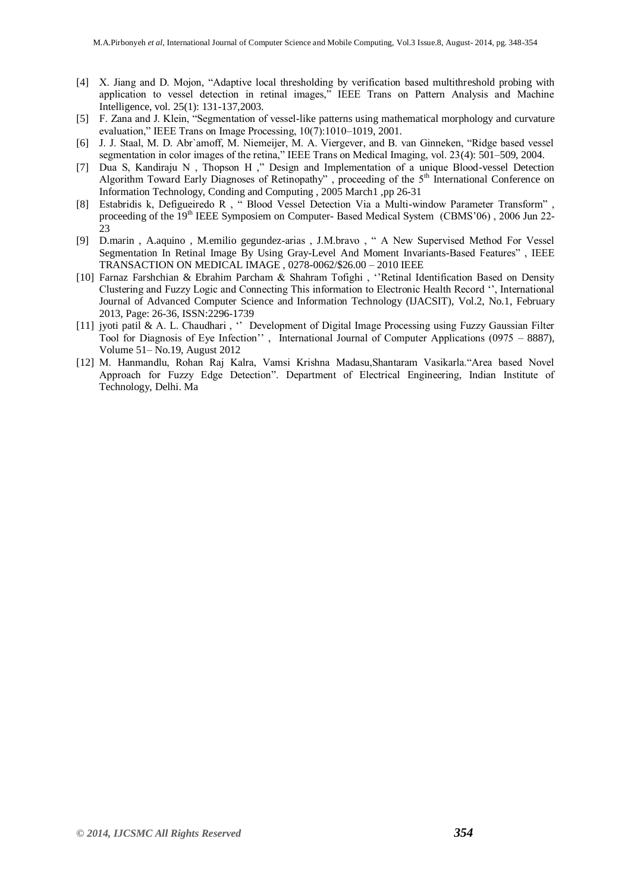[4] X. Jiang and D. Mojon, "Adaptive local thresholding by verification based multithreshold probing with application to vessel detection in retinal images," IEEE Trans on Pattern Analysis and Machine Intelligence, vol. 25(1): 131-137,2003.

[5] F. Zana and J. Klein, "Segmentation of vessel-like patterns using mathematical morphology and curvature evaluation," IEEE Trans on Image Processing, 10(7):1010–1019, 2001.

[6] J. J. Staal, M. D. Abr`amoff, M. Niemeijer, M. A. Viergever, and B. van Ginneken, "Ridge based vessel segmentation in color images of the retina," IEEE Trans on Medical Imaging, vol. 23(4): 501–509, 2004.

[7] Dua S, Kandiraju N , Thopson H ," Design and Implementation of a unique Blood-vessel Detection Algorithm Toward Early Diagnoses of Retinopathy" , proceeding of the 5th International Conference on Information Technology, Conding and Computing , 2005 March1 ,pp 26-31

[8] Estabridis k, Defigueiredo R , " Blood Vessel Detection Via a Multi-window Parameter Transform" , proceeding of the 19th IEEE Symposiem on Computer- Based Medical System (CBMS'06) , 2006 Jun 22-23

[9] D.marin , A.aquino , M.emilio gegundez-arias , J.M.bravo , " A New Supervised Method For Vessel Segmentation In Retinal Image By Using Gray-Level And Moment Invariants-Based Features" , IEEE TRANSACTION ON MEDICAL IMAGE , 0278-0062/$26.00 – 2010 IEEE

[10] Farnaz Farshchian & Ebrahim Parcham & Shahram Tofighi , ''Retinal Identification Based on Density Clustering and Fuzzy Logic and Connecting This information to Electronic Health Record '', International Journal of Advanced Computer Science and Information Technology (IJACSIT), Vol.2, No.1, February 2013, Page: 26-36, ISSN:2296-1739

[11] jyoti patil & A. L. Chaudhari , '' Development of Digital Image Processing using Fuzzy Gaussian Filter Tool for Diagnosis of Eye Infection'' , International Journal of Computer Applications (0975 – 8887), Volume 51– No.19, August 2012

[12] M. Hanmandlu, Rohan Raj Kalra, Vamsi Krishna Madasu,Shantaram Vasikarla."Area based Novel Approach for Fuzzy Edge Detection". Department of Electrical Engineering, Indian Institute of Technology, Delhi. Ma